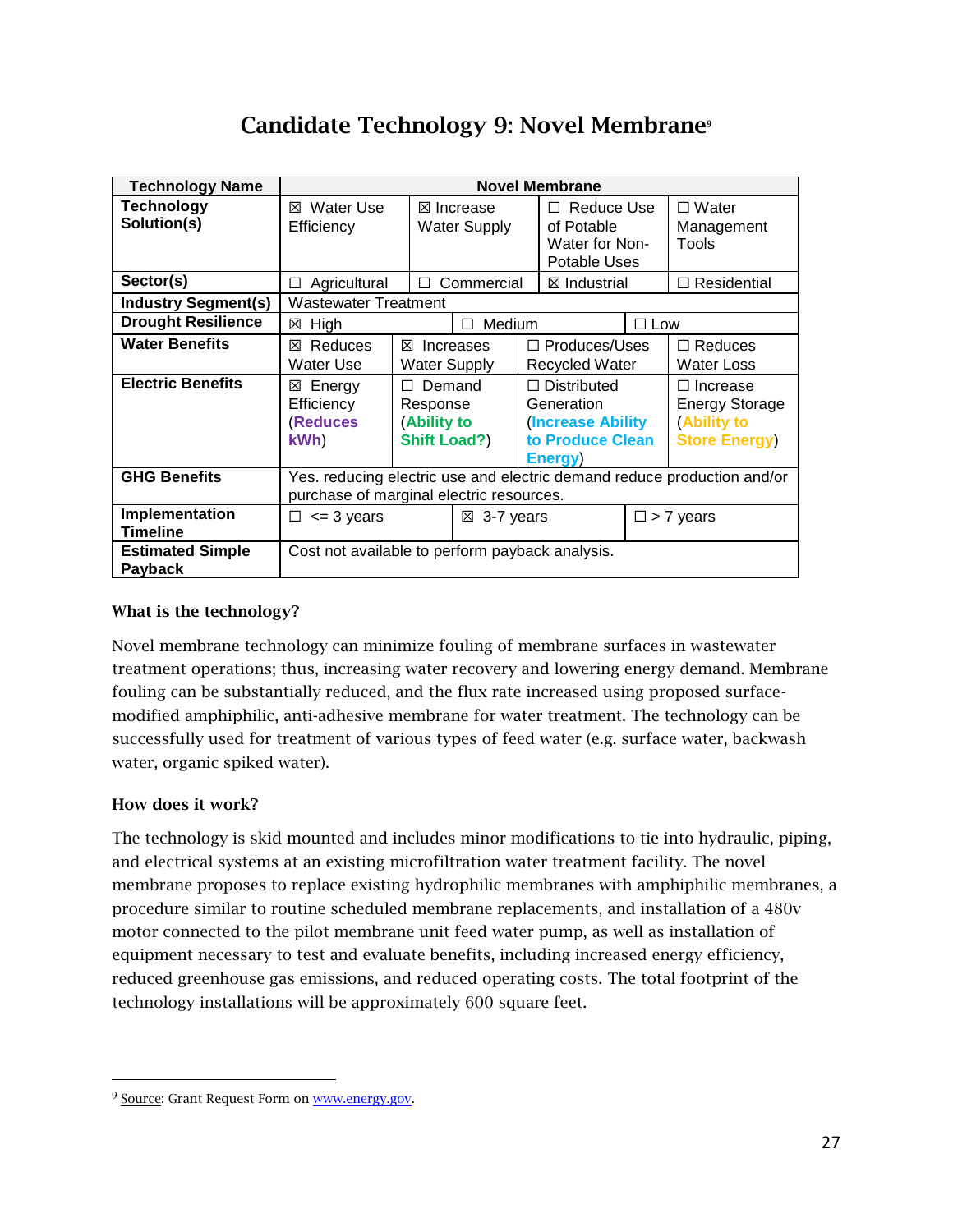# Candidate Technology 9: Novel Membrane[9]

| Technology Name | Novel Membrane | | | |
|---|---|---|---|---|
| Technology Solution(s) | ☒ Water Use Efficiency | ☒ Increase Water Supply | ☐ Reduce Use of Potable Water for Non-Potable Uses | ☐ Water Management Tools |
| Sector(s) | ☐ Agricultural | ☐ Commercial | ☒ Industrial | ☐ Residential |
| Industry Segment(s) | Wastewater Treatment | | | |
| Drought Resilience | ☒ High | ☐ Medium | ☐ Low | |
| Water Benefits | ☒ Reduces Water Use | ☒ Increases Water Supply | ☐ Produces/Uses Recycled Water | ☐ Reduces Water Loss |
| Electric Benefits | ☒ Energy Efficiency (**Reduces kWh**) | ☐ Demand Response (**Ability to Shift Load?**) | ☐ Distributed Generation (**Increase Ability to Produce Clean Energy**) | ☐ Increase Energy Storage (**Ability to Store Energy**) |
| GHG Benefits | Yes. reducing electric use and electric demand reduce production and/or purchase of marginal electric resources. | | | |
| Implementation Timeline | ☐ <= 3 years | ☒ 3-7 years | ☐ > 7 years | |
| Estimated Simple Payback | Cost not available to perform payback analysis. | | | |

### What is the technology?

Novel membrane technology can minimize fouling of membrane surfaces in wastewater treatment operations; thus, increasing water recovery and lowering energy demand. Membrane fouling can be substantially reduced, and the flux rate increased using proposed surface-modified amphiphilic, anti-adhesive membrane for water treatment. The technology can be successfully used for treatment of various types of feed water (e.g. surface water, backwash water, organic spiked water).

### How does it work?

The technology is skid mounted and includes minor modifications to tie into hydraulic, piping, and electrical systems at an existing microfiltration water treatment facility. The novel membrane proposes to replace existing hydrophilic membranes with amphiphilic membranes, a procedure similar to routine scheduled membrane replacements, and installation of a 480v motor connected to the pilot membrane unit feed water pump, as well as installation of equipment necessary to test and evaluate benefits, including increased energy efficiency, reduced greenhouse gas emissions, and reduced operating costs. The total footprint of the technology installations will be approximately 600 square feet.

---

[9] Source: Grant Request Form on www.energy.gov.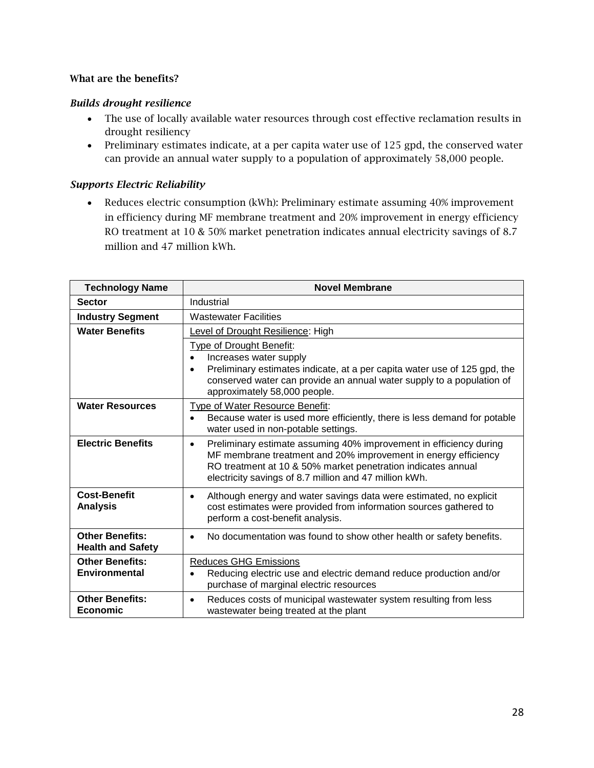### What are the benefits?

#### *Builds drought resilience*

- The use of locally available water resources through cost effective reclamation results in drought resiliency
- Preliminary estimates indicate, at a per capita water use of 125 gpd, the conserved water can provide an annual water supply to a population of approximately 58,000 people.

#### *Supports Electric Reliability*

- Reduces electric consumption (kWh): Preliminary estimate assuming 40% improvement in efficiency during MF membrane treatment and 20% improvement in energy efficiency RO treatment at 10 & 50% market penetration indicates annual electricity savings of 8.7 million and 47 million kWh.

| Technology Name | Novel Membrane |
|---|---|
| **Sector** | Industrial |
| **Industry Segment** | Wastewater Facilities |
| **Water Benefits** | Level of Drought Resilience: High |
| | Type of Drought Benefit:<br>• Increases water supply<br>• Preliminary estimates indicate, at a per capita water use of 125 gpd, the conserved water can provide an annual water supply to a population of approximately 58,000 people. |
| **Water Resources** | Type of Water Resource Benefit:<br>• Because water is used more efficiently, there is less demand for potable water used in non-potable settings. |
| **Electric Benefits** | • Preliminary estimate assuming 40% improvement in efficiency during MF membrane treatment and 20% improvement in energy efficiency RO treatment at 10 & 50% market penetration indicates annual electricity savings of 8.7 million and 47 million kWh. |
| **Cost-Benefit Analysis** | • Although energy and water savings data were estimated, no explicit cost estimates were provided from information sources gathered to perform a cost-benefit analysis. |
| **Other Benefits: Health and Safety** | • No documentation was found to show other health or safety benefits. |
| **Other Benefits: Environmental** | Reduces GHG Emissions<br>• Reducing electric use and electric demand reduce production and/or purchase of marginal electric resources |
| **Other Benefits: Economic** | • Reduces costs of municipal wastewater system resulting from less wastewater being treated at the plant |